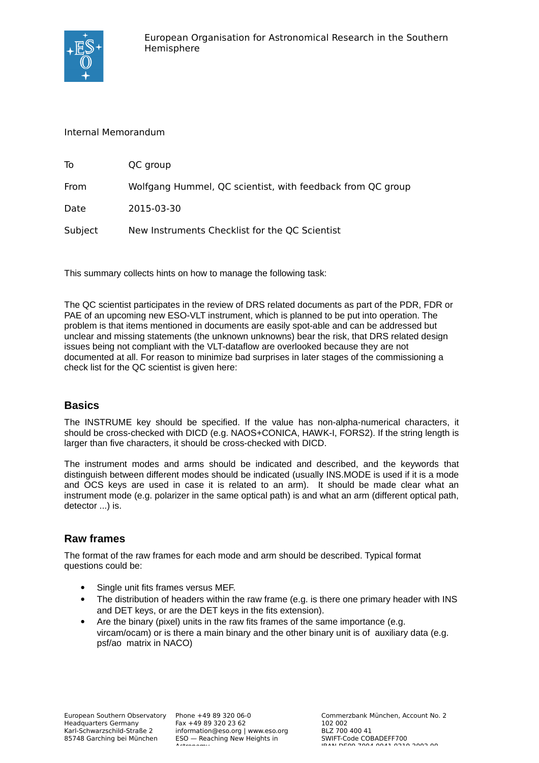European Organisation for Astronomical Research in the Southern Hemisphere

Internal Memorandum

| | |
|---|---|
| To | QC group |
| From | Wolfgang Hummel, QC scientist, with feedback from QC group |
| Date | 2015-03-30 |
| Subject | New Instruments Checklist for the QC Scientist |

This summary collects hints on how to manage the following task:

The QC scientist participates in the review of DRS related documents as part of the PDR, FDR or PAE of an upcoming new ESO-VLT instrument, which is planned to be put into operation. The problem is that items mentioned in documents are easily spot-able and can be addressed but unclear and missing statements (the unknown unknowns) bear the risk, that DRS related design issues being not compliant with the VLT-dataflow are overlooked because they are not documented at all. For reason to minimize bad surprises in later stages of the commissioning a check list for the QC scientist is given here:

## Basics

The INSTRUME key should be specified. If the value has non-alpha-numerical characters, it should be cross-checked with DICD (e.g. NAOS+CONICA, HAWK-I, FORS2). If the string length is larger than five characters, it should be cross-checked with DICD.

The instrument modes and arms should be indicated and described, and the keywords that distinguish between different modes should be indicated (usually INS.MODE is used if it is a mode and OCS keys are used in case it is related to an arm). It should be made clear what an instrument mode (e.g. polarizer in the same optical path) is and what an arm (different optical path, detector ...) is.

## Raw frames

The format of the raw frames for each mode and arm should be described. Typical format questions could be:

- Single unit fits frames versus MEF.
- The distribution of headers within the raw frame (e.g. is there one primary header with INS and DET keys, or are the DET keys in the fits extension).
- Are the binary (pixel) units in the raw fits frames of the same importance (e.g. vircam/ocam) or is there a main binary and the other binary unit is of auxiliary data (e.g. psf/ao matrix in NACO)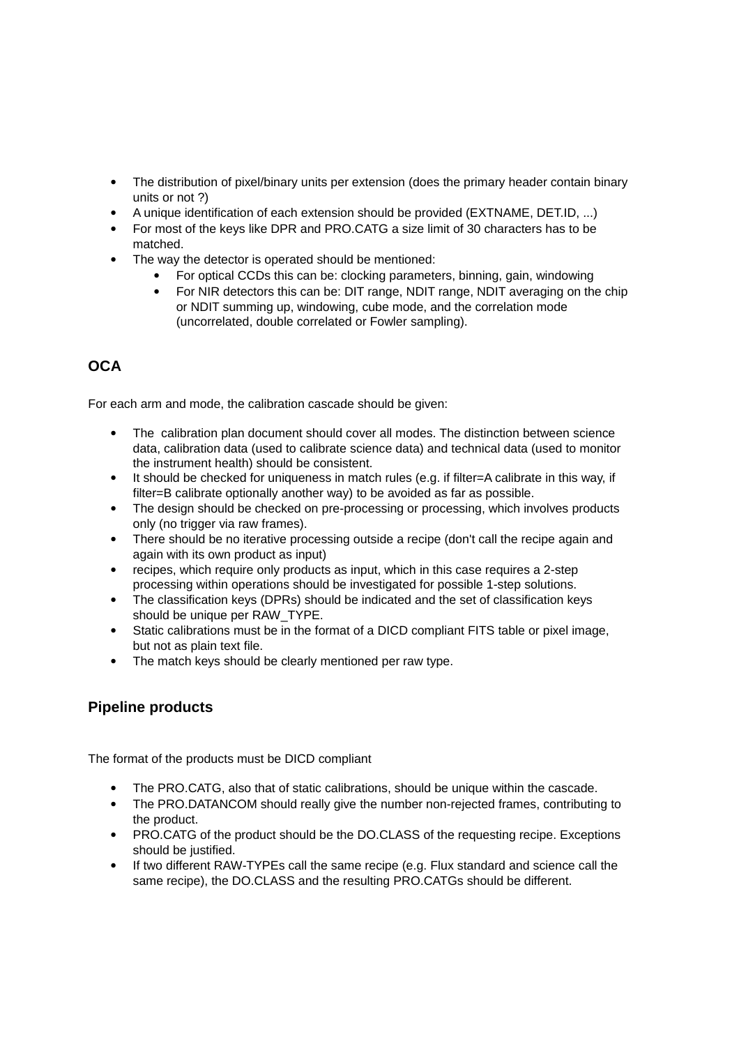- The distribution of pixel/binary units per extension (does the primary header contain binary units or not ?)
- A unique identification of each extension should be provided (EXTNAME, DET.ID, ...)
- For most of the keys like DPR and PRO.CATG a size limit of 30 characters has to be matched.
- The way the detector is operated should be mentioned:
  - For optical CCDs this can be: clocking parameters, binning, gain, windowing
  - For NIR detectors this can be: DIT range, NDIT range, NDIT averaging on the chip or NDIT summing up, windowing, cube mode, and the correlation mode (uncorrelated, double correlated or Fowler sampling).

## OCA

For each arm and mode, the calibration cascade should be given:

- The calibration plan document should cover all modes. The distinction between science data, calibration data (used to calibrate science data) and technical data (used to monitor the instrument health) should be consistent.
- It should be checked for uniqueness in match rules (e.g. if filter=A calibrate in this way, if filter=B calibrate optionally another way) to be avoided as far as possible.
- The design should be checked on pre-processing or processing, which involves products only (no trigger via raw frames).
- There should be no iterative processing outside a recipe (don't call the recipe again and again with its own product as input)
- recipes, which require only products as input, which in this case requires a 2-step processing within operations should be investigated for possible 1-step solutions.
- The classification keys (DPRs) should be indicated and the set of classification keys should be unique per RAW_TYPE.
- Static calibrations must be in the format of a DICD compliant FITS table or pixel image, but not as plain text file.
- The match keys should be clearly mentioned per raw type.

## Pipeline products

The format of the products must be DICD compliant

- The PRO.CATG, also that of static calibrations, should be unique within the cascade.
- The PRO.DATANCOM should really give the number non-rejected frames, contributing to the product.
- PRO.CATG of the product should be the DO.CLASS of the requesting recipe. Exceptions should be justified.
- If two different RAW-TYPEs call the same recipe (e.g. Flux standard and science call the same recipe), the DO.CLASS and the resulting PRO.CATGs should be different.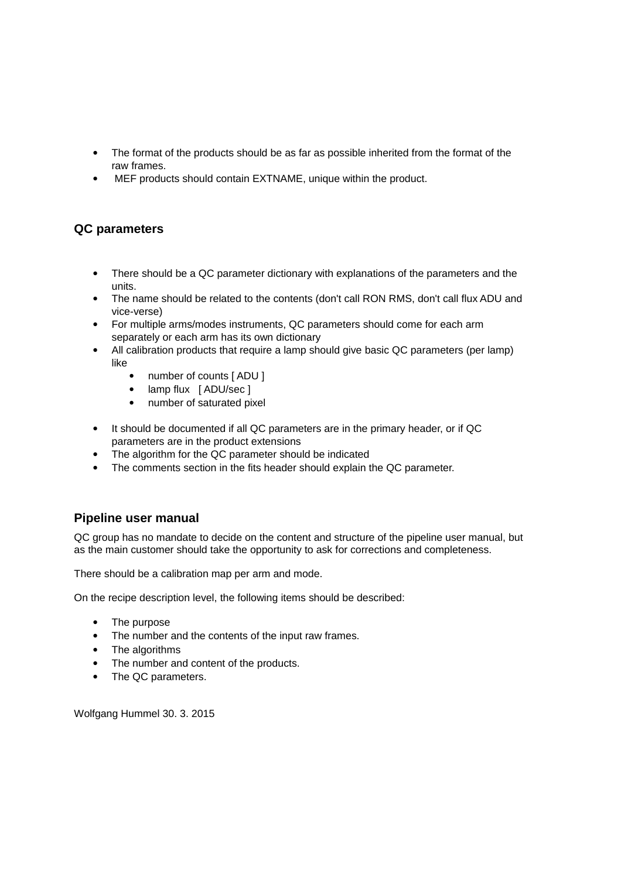- The format of the products should be as far as possible inherited from the format of the raw frames.
- MEF products should contain EXTNAME, unique within the product.

### QC parameters

- There should be a QC parameter dictionary with explanations of the parameters and the units.
- The name should be related to the contents (don't call RON RMS, don't call flux ADU and vice-verse)
- For multiple arms/modes instruments, QC parameters should come for each arm separately or each arm has its own dictionary
- All calibration products that require a lamp should give basic QC parameters (per lamp) like
  - number of counts [ ADU ]
  - lamp flux [ ADU/sec ]
  - number of saturated pixel
- It should be documented if all QC parameters are in the primary header, or if QC parameters are in the product extensions
- The algorithm for the QC parameter should be indicated
- The comments section in the fits header should explain the QC parameter.

### Pipeline user manual

QC group has no mandate to decide on the content and structure of the pipeline user manual, but as the main customer should take the opportunity to ask for corrections and completeness.

There should be a calibration map per arm and mode.

On the recipe description level, the following items should be described:

- The purpose
- The number and the contents of the input raw frames.
- The algorithms
- The number and content of the products.
- The QC parameters.

Wolfgang Hummel 30. 3. 2015